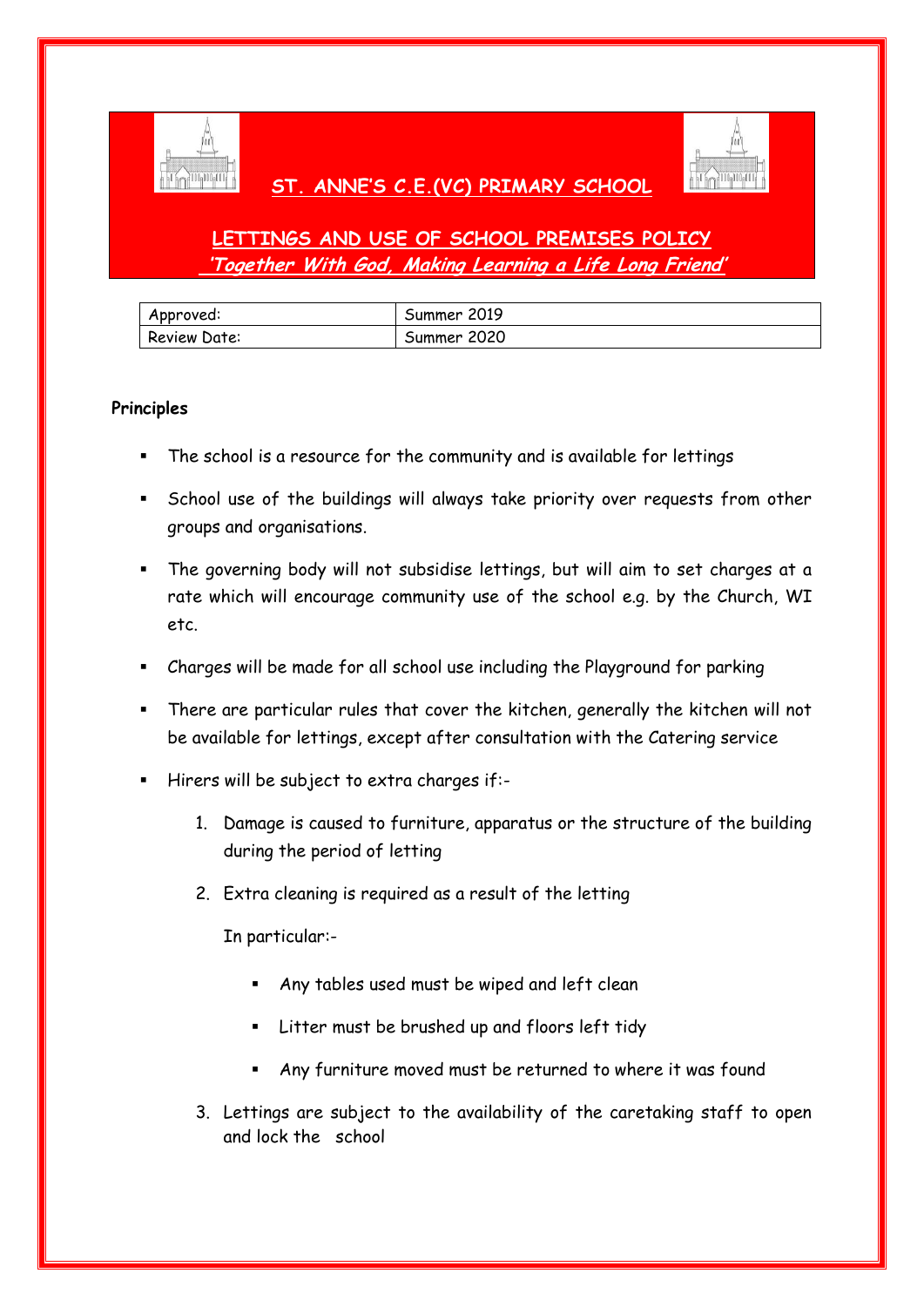# ST. ANNE'S C.E.(VC) PRIMARY SCHOOL

## LETTINGS AND USE OF SCHOOL PREMISES POLICY

*'Together With God, Making Learning a Life Long Friend'*

| Approved: | Summer 2019 |
|---|---|
| Review Date: | Summer 2020 |

**Principles**

- The school is a resource for the community and is available for lettings
- School use of the buildings will always take priority over requests from other groups and organisations.
- The governing body will not subsidise lettings, but will aim to set charges at a rate which will encourage community use of the school e.g. by the Church, WI etc.
- Charges will be made for all school use including the Playground for parking
- There are particular rules that cover the kitchen, generally the kitchen will not be available for lettings, except after consultation with the Catering service
- Hirers will be subject to extra charges if:-
    1. Damage is caused to furniture, apparatus or the structure of the building during the period of letting
    2. Extra cleaning is required as a result of the letting

       In particular:-

        - Any tables used must be wiped and left clean
        - Litter must be brushed up and floors left tidy
        - Any furniture moved must be returned to where it was found
    3. Lettings are subject to the availability of the caretaking staff to open and lock the school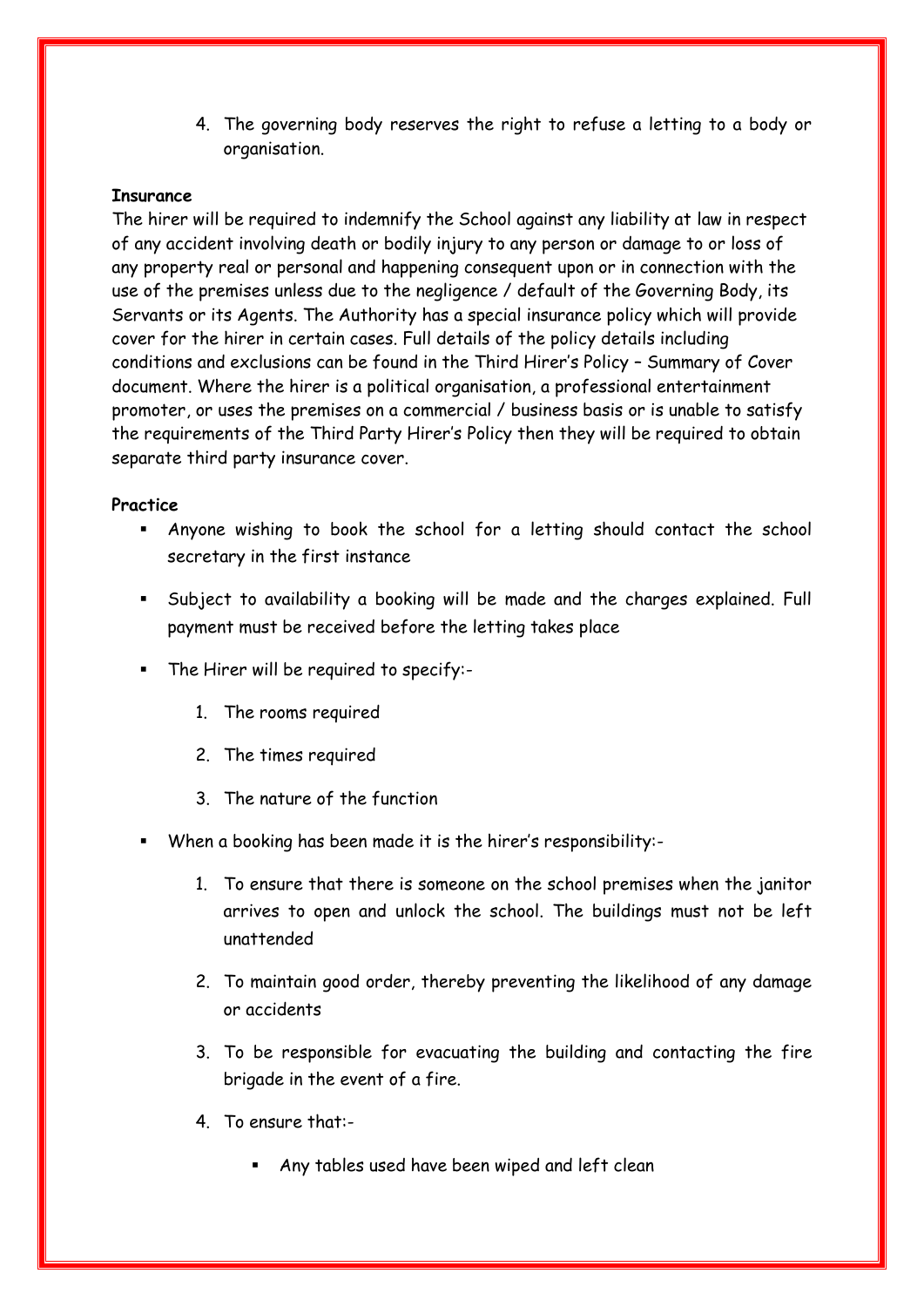4. The governing body reserves the right to refuse a letting to a body or organisation.

**Insurance**

The hirer will be required to indemnify the School against any liability at law in respect of any accident involving death or bodily injury to any person or damage to or loss of any property real or personal and happening consequent upon or in connection with the use of the premises unless due to the negligence / default of the Governing Body, its Servants or its Agents. The Authority has a special insurance policy which will provide cover for the hirer in certain cases. Full details of the policy details including conditions and exclusions can be found in the Third Hirer's Policy – Summary of Cover document. Where the hirer is a political organisation, a professional entertainment promoter, or uses the premises on a commercial / business basis or is unable to satisfy the requirements of the Third Party Hirer's Policy then they will be required to obtain separate third party insurance cover.

**Practice**

- Anyone wishing to book the school for a letting should contact the school secretary in the first instance
- Subject to availability a booking will be made and the charges explained. Full payment must be received before the letting takes place
- The Hirer will be required to specify:-
  1. The rooms required
  2. The times required
  3. The nature of the function
- When a booking has been made it is the hirer's responsibility:-
  1. To ensure that there is someone on the school premises when the janitor arrives to open and unlock the school. The buildings must not be left unattended
  2. To maintain good order, thereby preventing the likelihood of any damage or accidents
  3. To be responsible for evacuating the building and contacting the fire brigade in the event of a fire.
  4. To ensure that:-
     - Any tables used have been wiped and left clean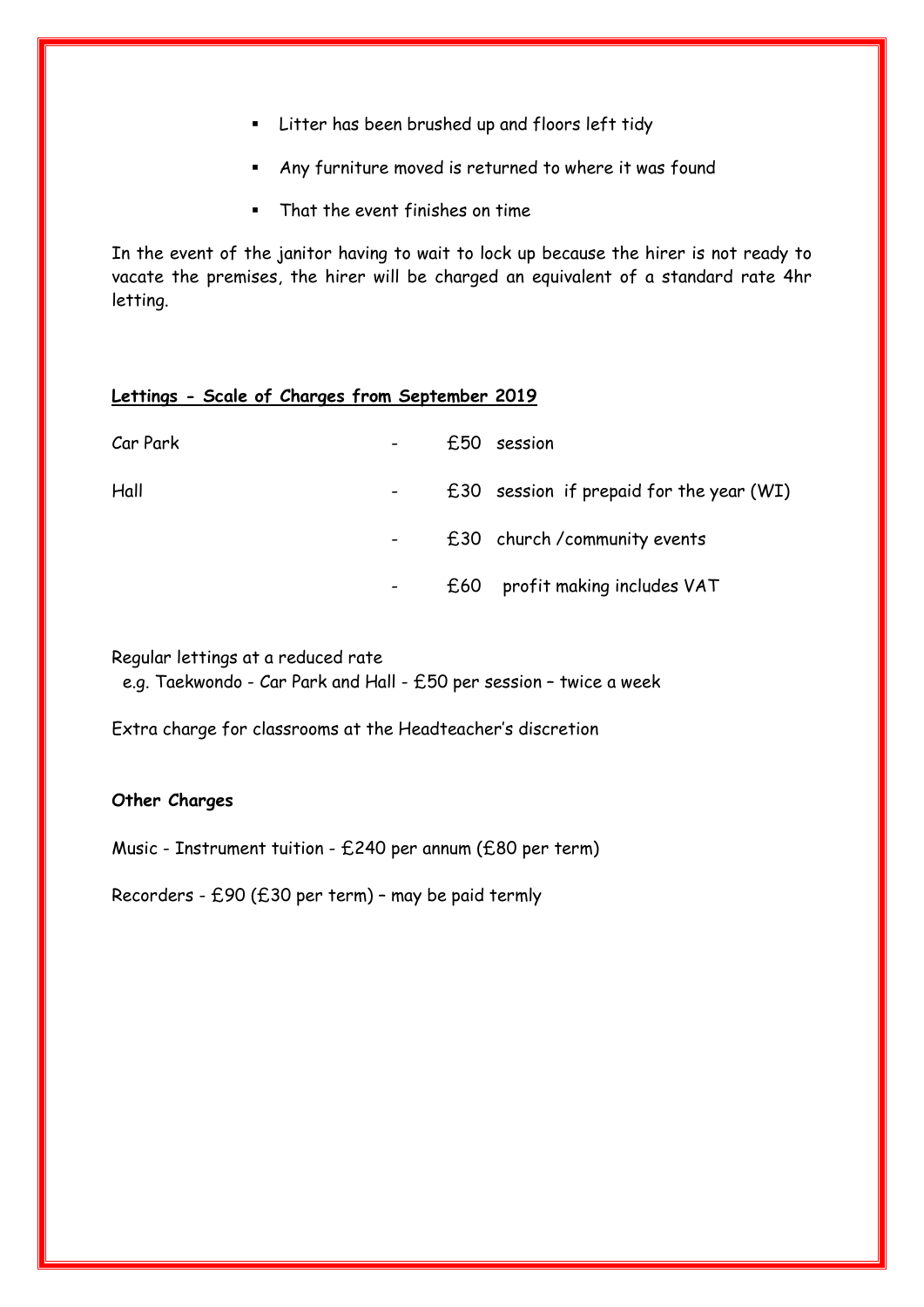- Litter has been brushed up and floors left tidy
- Any furniture moved is returned to where it was found
- That the event finishes on time

In the event of the janitor having to wait to lock up because the hirer is not ready to vacate the premises, the hirer will be charged an equivalent of a standard rate 4hr letting.

**Lettings - Scale of Charges from September 2019**

| | | | |
|---|---|---|---|
| Car Park | - | £50 | session |
| Hall | - | £30 | session if prepaid for the year (WI) |
| | - | £30 | church /community events |
| | - | £60 | profit making includes VAT |

Regular lettings at a reduced rate
e.g. Taekwondo - Car Park and Hall - £50 per session – twice a week

Extra charge for classrooms at the Headteacher's discretion

**Other Charges**

Music - Instrument tuition - £240 per annum (£80 per term)

Recorders - £90 (£30 per term) – may be paid termly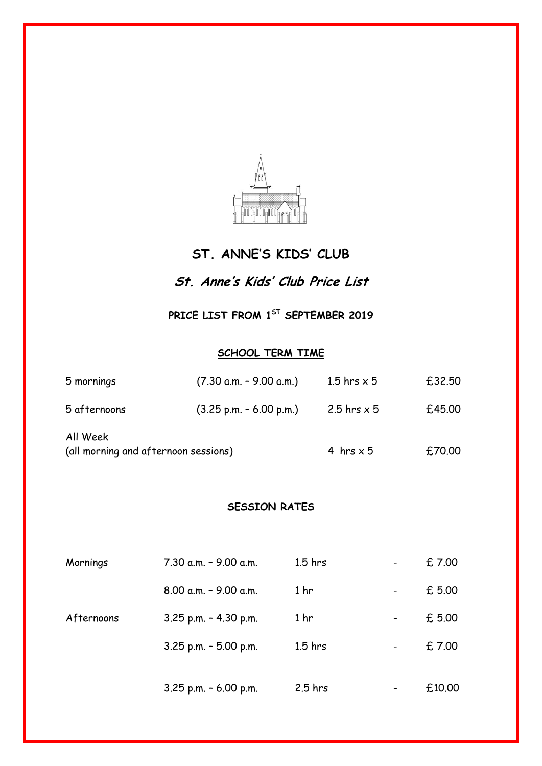# ST. ANNE'S KIDS' CLUB

## *St. Anne's Kids' Club Price List*

**PRICE LIST FROM 1ST SEPTEMBER 2019**

**SCHOOL TERM TIME**

| | | | |
|---|---|---|---|
| 5 mornings | (7.30 a.m. – 9.00 a.m.) | 1.5 hrs x 5 | £32.50 |
| 5 afternoons | (3.25 p.m. – 6.00 p.m.) | 2.5 hrs x 5 | £45.00 |
| All Week (all morning and afternoon sessions) | | 4 hrs x 5 | £70.00 |

**SESSION RATES**

| | | | | |
|---|---|---|---|---|
| Mornings | 7.30 a.m. – 9.00 a.m. | 1.5 hrs | - | £ 7.00 |
| | 8.00 a.m. – 9.00 a.m. | 1 hr | - | £ 5.00 |
| Afternoons | 3.25 p.m. – 4.30 p.m. | 1 hr | - | £ 5.00 |
| | 3.25 p.m. – 5.00 p.m. | 1.5 hrs | - | £ 7.00 |
| | 3.25 p.m. – 6.00 p.m. | 2.5 hrs | - | £10.00 |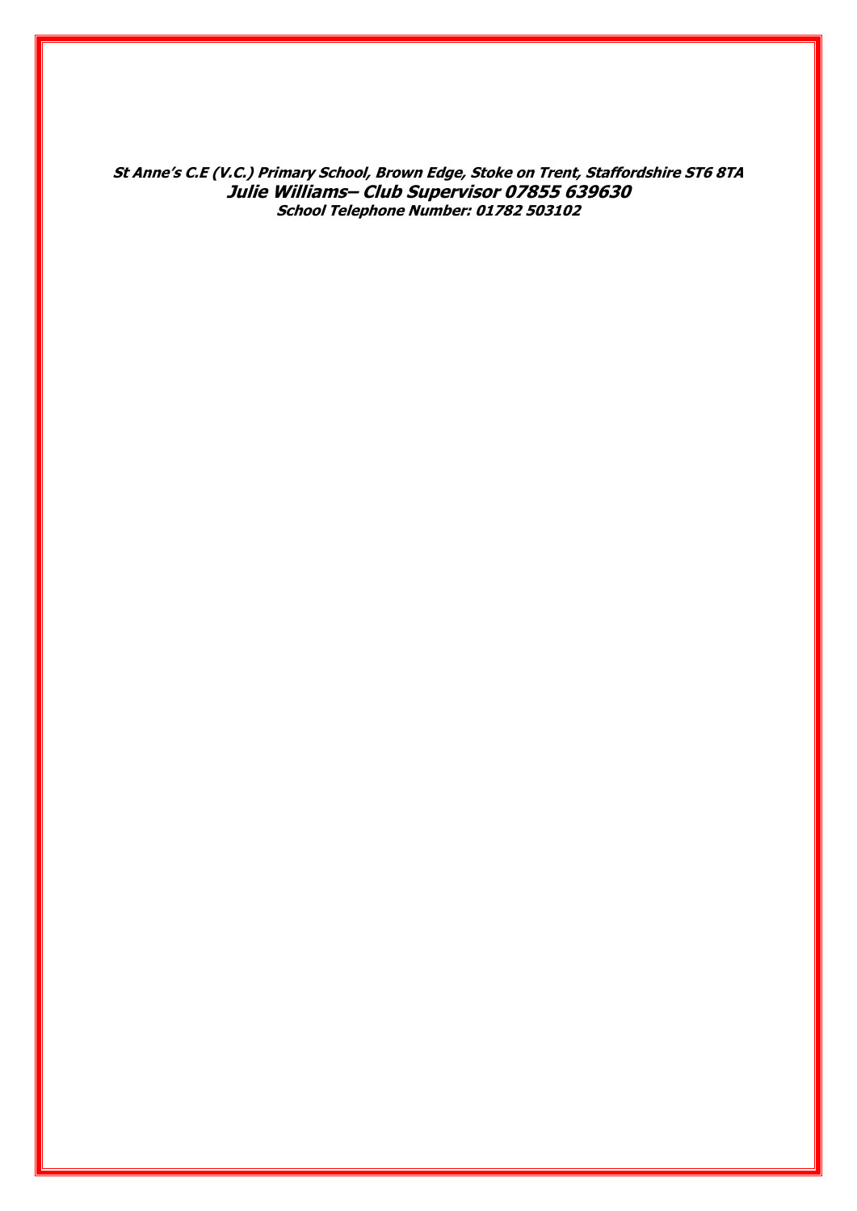***St Anne's C.E (V.C.) Primary School, Brown Edge, Stoke on Trent, Staffordshire ST6 8TA***

***Julie Williams– Club Supervisor 07855 639630***

***School Telephone Number: 01782 503102***